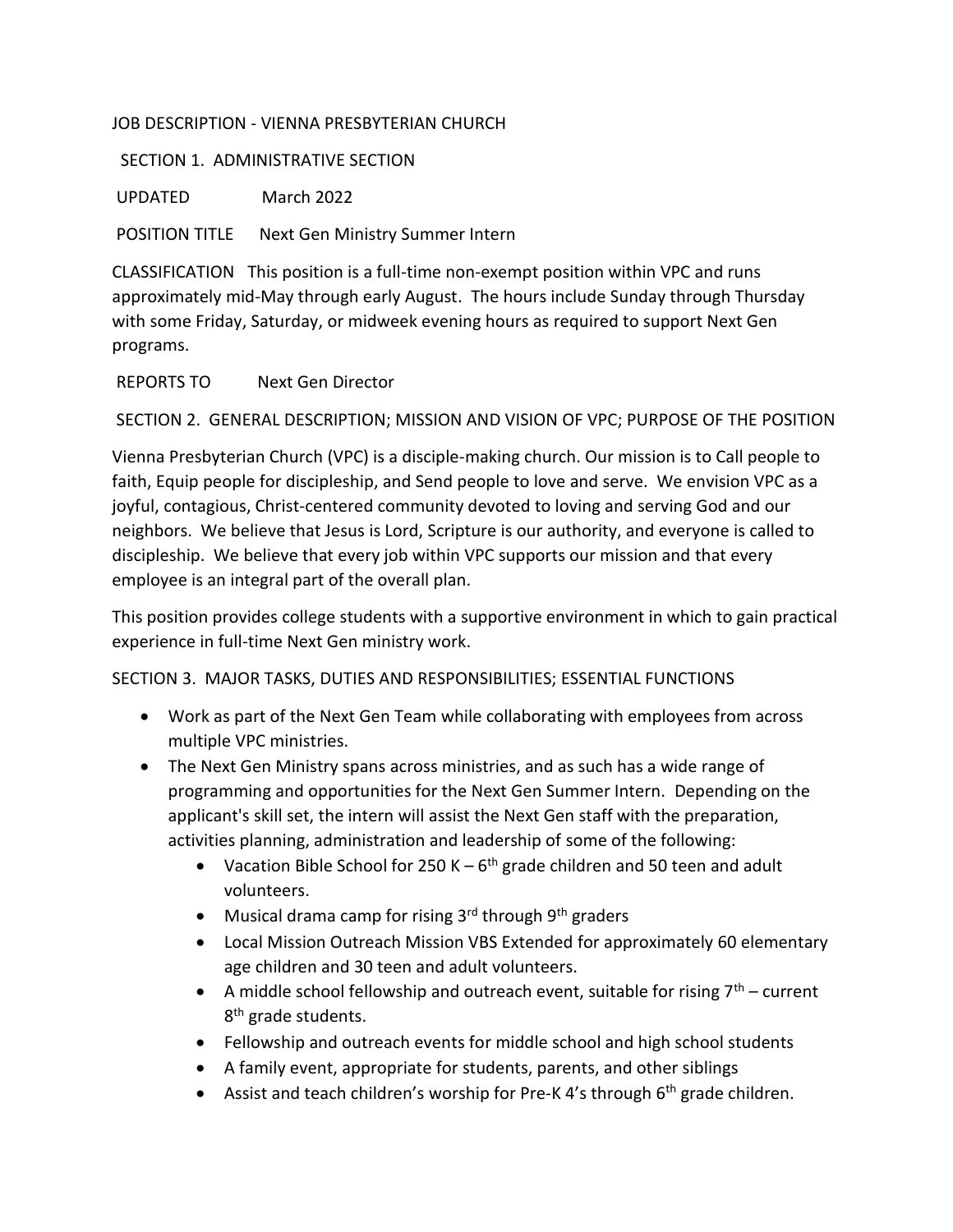JOB DESCRIPTION - VIENNA PRESBYTERIAN CHURCH

SECTION 1. ADMINISTRATIVE SECTION

UPDATED March 2022

POSITION TITLE Next Gen Ministry Summer Intern

CLASSIFICATION This position is a full-time non-exempt position within VPC and runs approximately mid-May through early August. The hours include Sunday through Thursday with some Friday, Saturday, or midweek evening hours as required to support Next Gen programs.

REPORTS TO Next Gen Director

SECTION 2. GENERAL DESCRIPTION; MISSION AND VISION OF VPC; PURPOSE OF THE POSITION

Vienna Presbyterian Church (VPC) is a disciple-making church. Our mission is to Call people to faith, Equip people for discipleship, and Send people to love and serve. We envision VPC as a joyful, contagious, Christ-centered community devoted to loving and serving God and our neighbors. We believe that Jesus is Lord, Scripture is our authority, and everyone is called to discipleship. We believe that every job within VPC supports our mission and that every employee is an integral part of the overall plan.

This position provides college students with a supportive environment in which to gain practical experience in full-time Next Gen ministry work.

SECTION 3. MAJOR TASKS, DUTIES AND RESPONSIBILITIES; ESSENTIAL FUNCTIONS

- Work as part of the Next Gen Team while collaborating with employees from across multiple VPC ministries.
- The Next Gen Ministry spans across ministries, and as such has a wide range of programming and opportunities for the Next Gen Summer Intern. Depending on the applicant's skill set, the intern will assist the Next Gen staff with the preparation, activities planning, administration and leadership of some of the following:
  - Vacation Bible School for 250 K – 6th grade children and 50 teen and adult volunteers.
  - Musical drama camp for rising 3rd through 9th graders
  - Local Mission Outreach Mission VBS Extended for approximately 60 elementary age children and 30 teen and adult volunteers.
  - A middle school fellowship and outreach event, suitable for rising 7th – current 8th grade students.
  - Fellowship and outreach events for middle school and high school students
  - A family event, appropriate for students, parents, and other siblings
  - Assist and teach children's worship for Pre-K 4's through 6th grade children.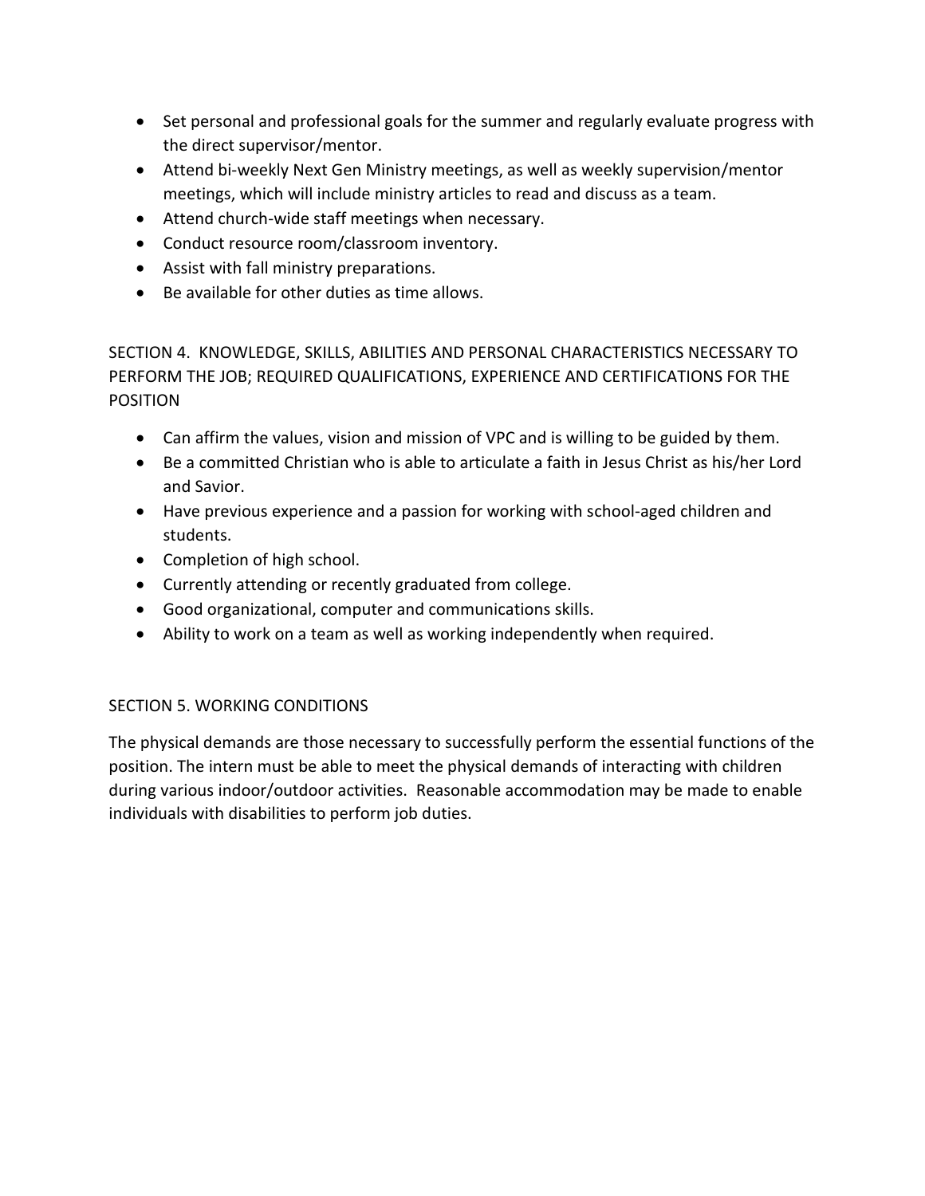- Set personal and professional goals for the summer and regularly evaluate progress with the direct supervisor/mentor.
- Attend bi-weekly Next Gen Ministry meetings, as well as weekly supervision/mentor meetings, which will include ministry articles to read and discuss as a team.
- Attend church-wide staff meetings when necessary.
- Conduct resource room/classroom inventory.
- Assist with fall ministry preparations.
- Be available for other duties as time allows.

## SECTION 4. KNOWLEDGE, SKILLS, ABILITIES AND PERSONAL CHARACTERISTICS NECESSARY TO PERFORM THE JOB; REQUIRED QUALIFICATIONS, EXPERIENCE AND CERTIFICATIONS FOR THE POSITION

- Can affirm the values, vision and mission of VPC and is willing to be guided by them.
- Be a committed Christian who is able to articulate a faith in Jesus Christ as his/her Lord and Savior.
- Have previous experience and a passion for working with school-aged children and students.
- Completion of high school.
- Currently attending or recently graduated from college.
- Good organizational, computer and communications skills.
- Ability to work on a team as well as working independently when required.

## SECTION 5. WORKING CONDITIONS

The physical demands are those necessary to successfully perform the essential functions of the position. The intern must be able to meet the physical demands of interacting with children during various indoor/outdoor activities. Reasonable accommodation may be made to enable individuals with disabilities to perform job duties.